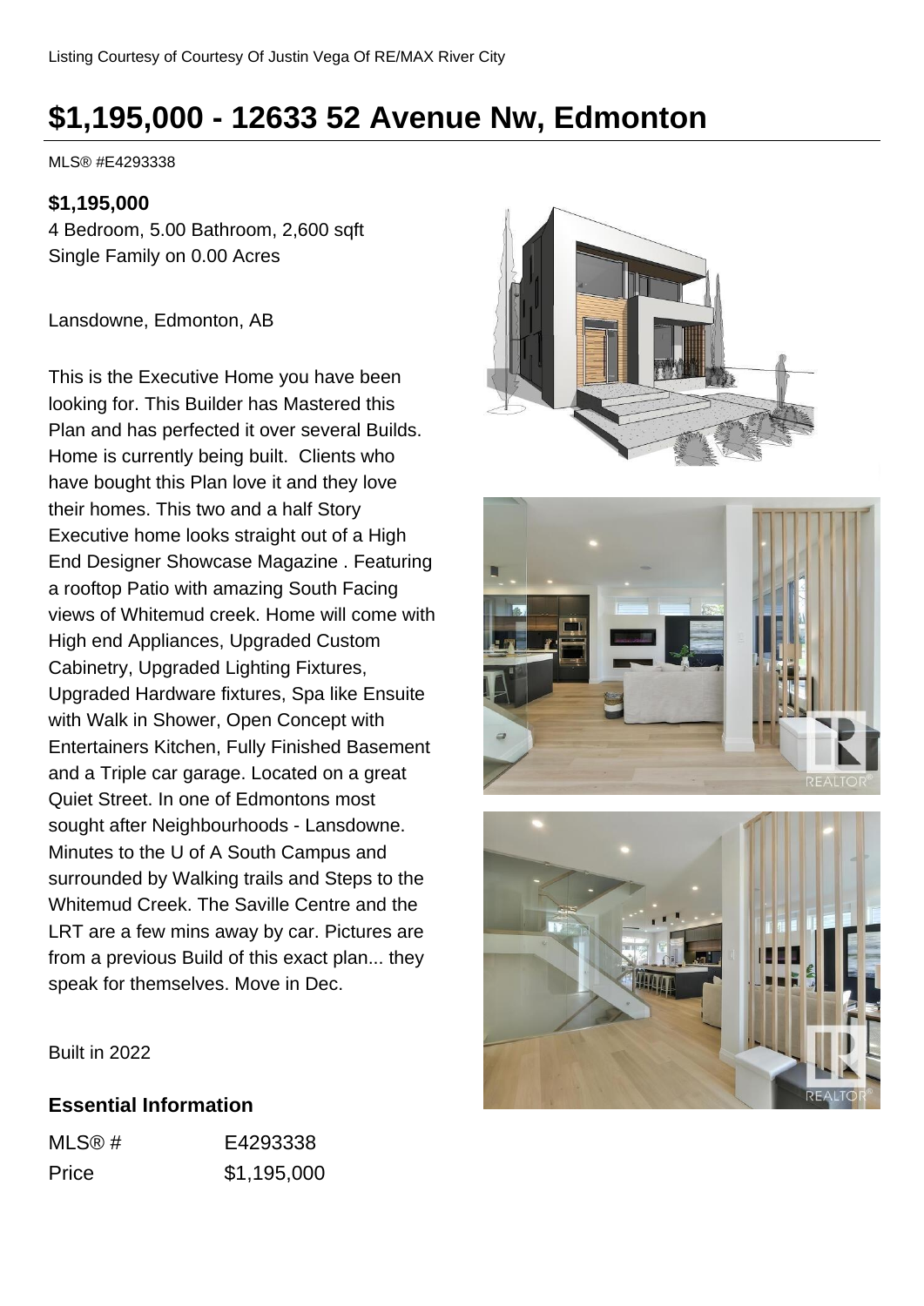Listing Courtesy of Courtesy Of Justin Vega Of RE/MAX River City

# $1,195,000 - 12633 52 Avenue Nw, Edmonton

MLS® #E4293338

**$1,195,000**

4 Bedroom, 5.00 Bathroom, 2,600 sqft

Single Family on 0.00 Acres

Lansdowne, Edmonton, AB

This is the Executive Home you have been looking for. This Builder has Mastered this Plan and has perfected it over several Builds. Home is currently being built. Clients who have bought this Plan love it and they love their homes. This two and a half Story Executive home looks straight out of a High End Designer Showcase Magazine . Featuring a rooftop Patio with amazing South Facing views of Whitemud creek. Home will come with High end Appliances, Upgraded Custom Cabinetry, Upgraded Lighting Fixtures, Upgraded Hardware fixtures, Spa like Ensuite with Walk in Shower, Open Concept with Entertainers Kitchen, Fully Finished Basement and a Triple car garage. Located on a great Quiet Street. In one of Edmontons most sought after Neighbourhoods - Lansdowne. Minutes to the U of A South Campus and surrounded by Walking trails and Steps to the Whitemud Creek. The Saville Centre and the LRT are a few mins away by car. Pictures are from a previous Build of this exact plan... they speak for themselves. Move in Dec.

Built in 2022

## Essential Information

| | |
|---|---|
| MLS® # | E4293338 |
| Price | $1,195,000 |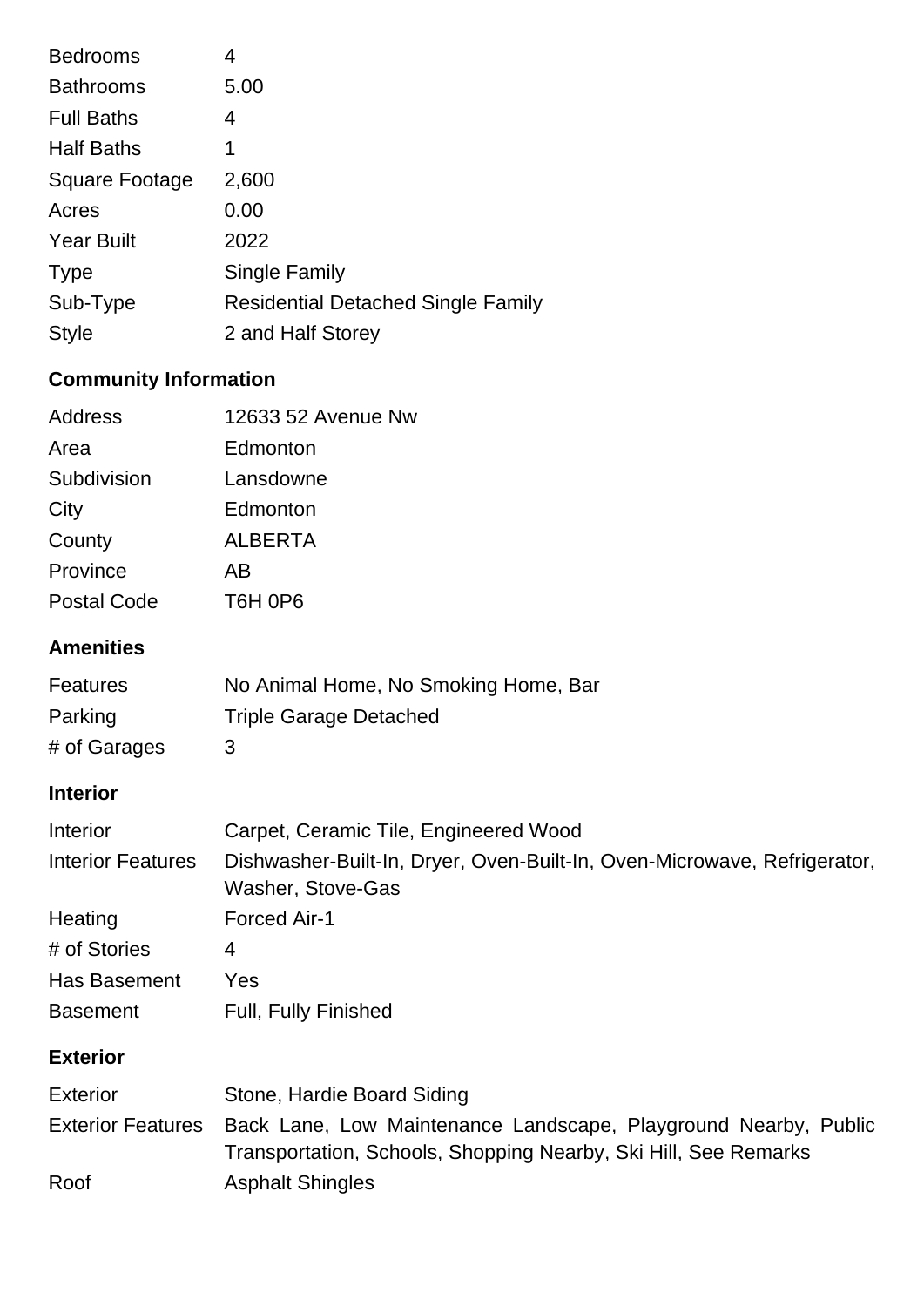| | |
|---|---|
| Bedrooms | 4 |
| Bathrooms | 5.00 |
| Full Baths | 4 |
| Half Baths | 1 |
| Square Footage | 2,600 |
| Acres | 0.00 |
| Year Built | 2022 |
| Type | Single Family |
| Sub-Type | Residential Detached Single Family |
| Style | 2 and Half Storey |

### Community Information

| | |
|---|---|
| Address | 12633 52 Avenue Nw |
| Area | Edmonton |
| Subdivision | Lansdowne |
| City | Edmonton |
| County | ALBERTA |
| Province | AB |
| Postal Code | T6H 0P6 |

### Amenities

| | |
|---|---|
| Features | No Animal Home, No Smoking Home, Bar |
| Parking | Triple Garage Detached |
| # of Garages | 3 |

### Interior

| | |
|---|---|
| Interior | Carpet, Ceramic Tile, Engineered Wood |
| Interior Features | Dishwasher-Built-In, Dryer, Oven-Built-In, Oven-Microwave, Refrigerator, Washer, Stove-Gas |
| Heating | Forced Air-1 |
| # of Stories | 4 |
| Has Basement | Yes |
| Basement | Full, Fully Finished |

### Exterior

| | |
|---|---|
| Exterior | Stone, Hardie Board Siding |
| Exterior Features | Back Lane, Low Maintenance Landscape, Playground Nearby, Public Transportation, Schools, Shopping Nearby, Ski Hill, See Remarks |
| Roof | Asphalt Shingles |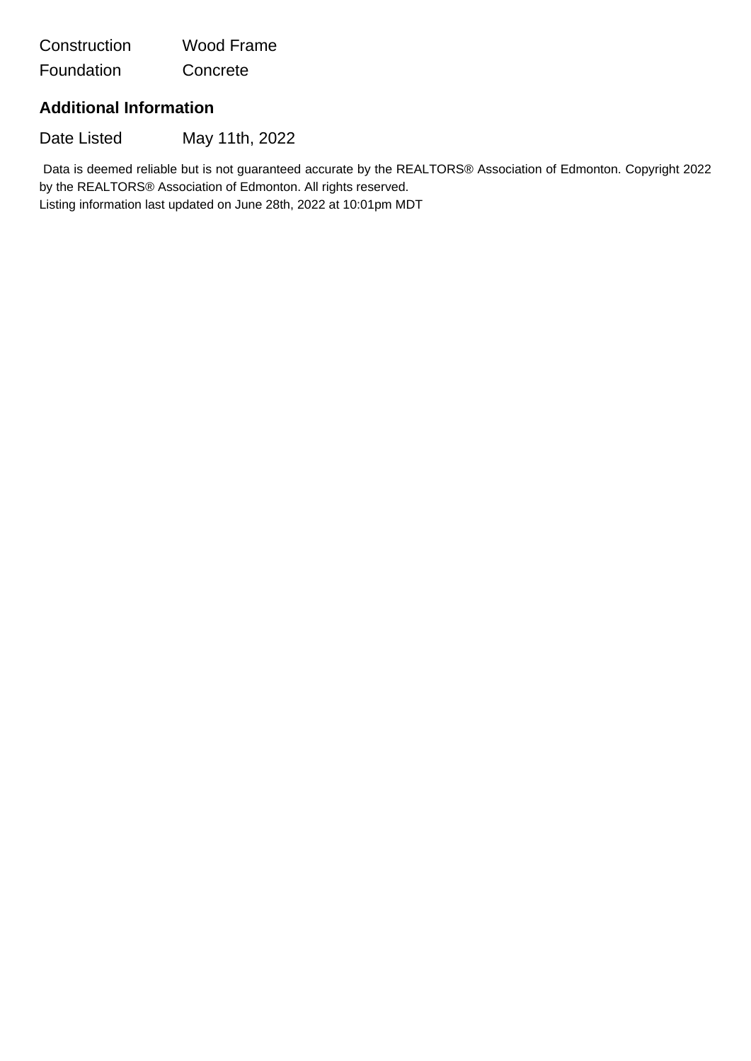| | |
|---|---|
| Construction | Wood Frame |
| Foundation | Concrete |

## Additional Information

| | |
|---|---|
| Date Listed | May 11th, 2022 |

Data is deemed reliable but is not guaranteed accurate by the REALTORS® Association of Edmonton. Copyright 2022 by the REALTORS® Association of Edmonton. All rights reserved.
Listing information last updated on June 28th, 2022 at 10:01pm MDT